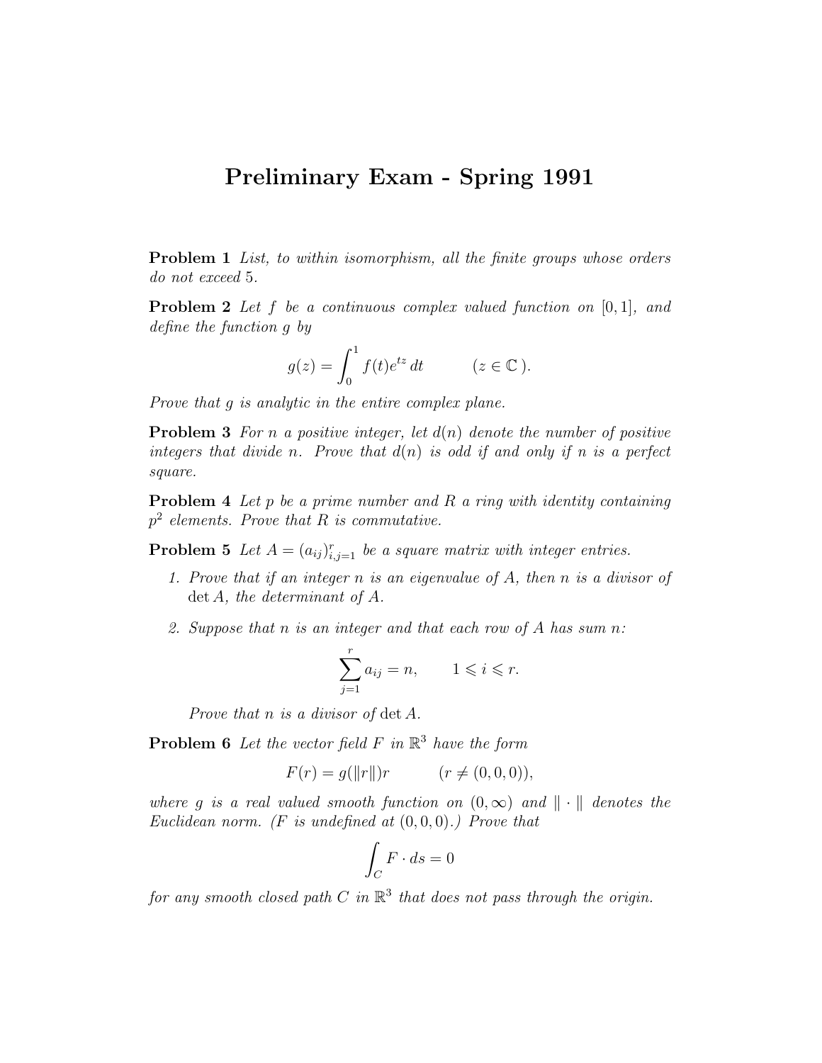# Preliminary Exam - Spring 1991

**Problem 1** *List, to within isomorphism, all the finite groups whose orders do not exceed* 5.

**Problem 2** *Let $f$ be a continuous complex valued function on $[0,1]$, and define the function $g$ by*

$$g(z) = \int_0^1 f(t)e^{tz}\,dt \qquad (z \in \mathbb{C}\ ).$$

*Prove that $g$ is analytic in the entire complex plane.*

**Problem 3** *For $n$ a positive integer, let $d(n)$ denote the number of positive integers that divide $n$. Prove that $d(n)$ is odd if and only if $n$ is a perfect square.*

**Problem 4** *Let $p$ be a prime number and $R$ a ring with identity containing $p^2$ elements. Prove that $R$ is commutative.*

**Problem 5** *Let $A = (a_{ij})_{i,j=1}^r$ be a square matrix with integer entries.*

1. *Prove that if an integer $n$ is an eigenvalue of $A$, then $n$ is a divisor of* $\det A$*, the determinant of $A$.*
2. *Suppose that $n$ is an integer and that each row of $A$ has sum $n$:*

$$\sum_{j=1}^{r} a_{ij} = n, \qquad 1 \leqslant i \leqslant r.$$

*Prove that $n$ is a divisor of* $\det A$.

**Problem 6** *Let the vector field $F$ in $\mathbb{R}^3$ have the form*

$$F(r) = g(\|r\|)r \qquad (r \neq (0,0,0)),$$

*where $g$ is a real valued smooth function on $(0,\infty)$ and $\|\cdot\|$ denotes the Euclidean norm. ($F$ is undefined at $(0,0,0)$.) Prove that*

$$\int_C F \cdot ds = 0$$

*for any smooth closed path $C$ in $\mathbb{R}^3$ that does not pass through the origin.*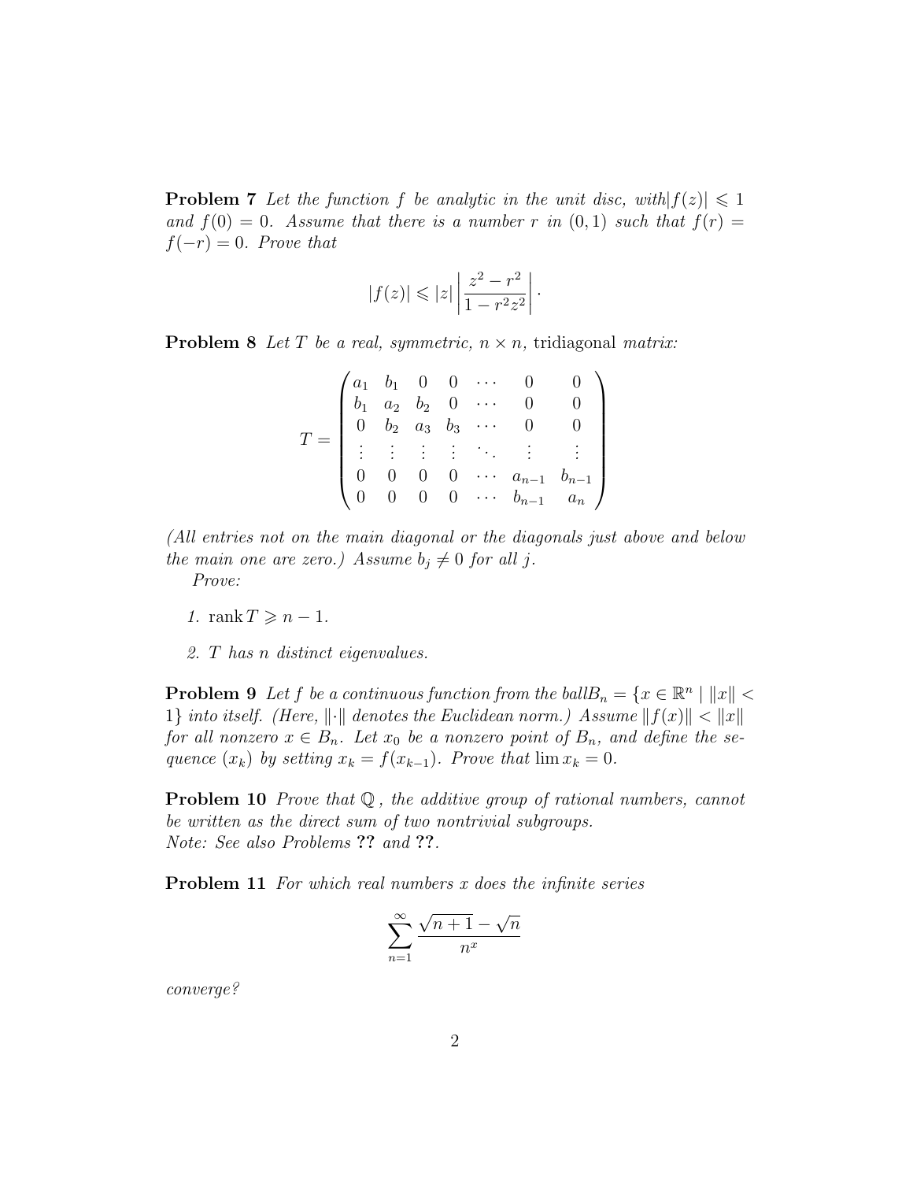**Problem 7** *Let the function f be analytic in the unit disc, with* $|f(z)| \leqslant 1$ *and* $f(0) = 0$. *Assume that there is a number r in* $(0, 1)$ *such that* $f(r) = f(-r) = 0$. *Prove that*

$$|f(z)| \leqslant |z| \left| \frac{z^2 - r^2}{1 - r^2 z^2} \right| .$$

**Problem 8** *Let T be a real, symmetric,* $n \times n$, tridiagonal *matrix:*

$$T = \begin{pmatrix} a_1 & b_1 & 0 & 0 & \cdots & 0 & 0 \\ b_1 & a_2 & b_2 & 0 & \cdots & 0 & 0 \\ 0 & b_2 & a_3 & b_3 & \cdots & 0 & 0 \\ \vdots & \vdots & \vdots & \vdots & \ddots & \vdots & \vdots \\ 0 & 0 & 0 & 0 & \cdots & a_{n-1} & b_{n-1} \\ 0 & 0 & 0 & 0 & \cdots & b_{n-1} & a_n \end{pmatrix}$$

*(All entries not on the main diagonal or the diagonals just above and below the main one are zero.) Assume* $b_j \neq 0$ *for all j.*

*Prove:*

1. $\operatorname{rank} T \geqslant n - 1$.
2. *T has n distinct eigenvalues.*

**Problem 9** *Let f be a continuous function from the ball* $B_n = \{x \in \mathbb{R}^n \mid \|x\| < 1\}$ *into itself. (Here,* $\|\cdot\|$ *denotes the Euclidean norm.) Assume* $\|f(x)\| < \|x\|$ *for all nonzero* $x \in B_n$. *Let* $x_0$ *be a nonzero point of* $B_n$, *and define the sequence* $(x_k)$ *by setting* $x_k = f(x_{k-1})$. *Prove that* $\lim x_k = 0$.

**Problem 10** *Prove that* $\mathbb{Q}$ *, the additive group of rational numbers, cannot be written as the direct sum of two nontrivial subgroups.*
*Note: See also Problems* **??** *and* **??**.

**Problem 11** *For which real numbers x does the infinite series*

$$\sum_{n=1}^{\infty} \frac{\sqrt{n+1} - \sqrt{n}}{n^x}$$

*converge?*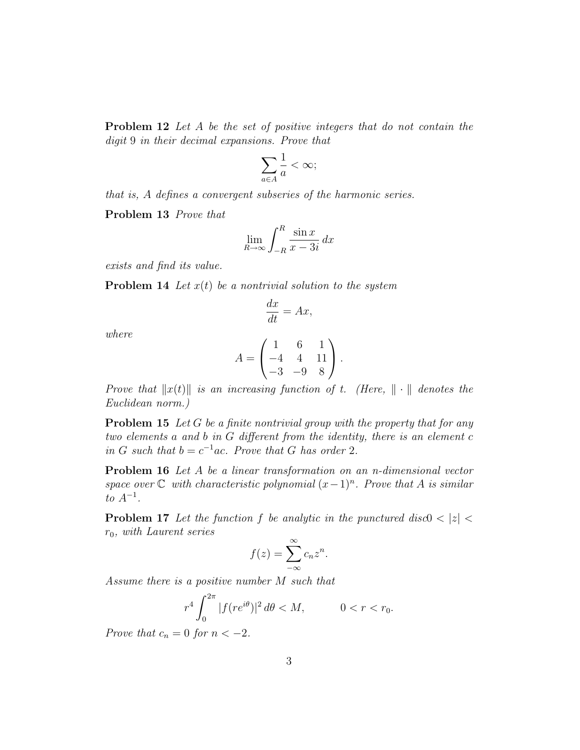**Problem 12** *Let $A$ be the set of positive integers that do not contain the digit 9 in their decimal expansions. Prove that*

$$\sum_{a \in A} \frac{1}{a} < \infty;$$

*that is, $A$ defines a convergent subseries of the harmonic series.*

**Problem 13** *Prove that*

$$\lim_{R \to \infty} \int_{-R}^{R} \frac{\sin x}{x - 3i}\, dx$$

*exists and find its value.*

**Problem 14** *Let $x(t)$ be a nontrivial solution to the system*

$$\frac{dx}{dt} = Ax,$$

*where*

$$A = \begin{pmatrix} 1 & 6 & 1 \\ -4 & 4 & 11 \\ -3 & -9 & 8 \end{pmatrix}.$$

*Prove that $\|x(t)\|$ is an increasing function of $t$. (Here, $\|\cdot\|$ denotes the Euclidean norm.)*

**Problem 15** *Let $G$ be a finite nontrivial group with the property that for any two elements $a$ and $b$ in $G$ different from the identity, there is an element $c$ in $G$ such that $b = c^{-1}ac$. Prove that $G$ has order 2.*

**Problem 16** *Let $A$ be a linear transformation on an $n$-dimensional vector space over $\mathbb{C}$ with characteristic polynomial $(x-1)^n$. Prove that $A$ is similar to $A^{-1}$.*

**Problem 17** *Let the function $f$ be analytic in the punctured disc$0 < |z| < r_0$, with Laurent series*

$$f(z) = \sum_{-\infty}^{\infty} c_n z^n.$$

*Assume there is a positive number $M$ such that*

$$r^4 \int_0^{2\pi} |f(re^{i\theta})|^2\, d\theta < M, \qquad 0 < r < r_0.$$

*Prove that $c_n = 0$ for $n < -2$.*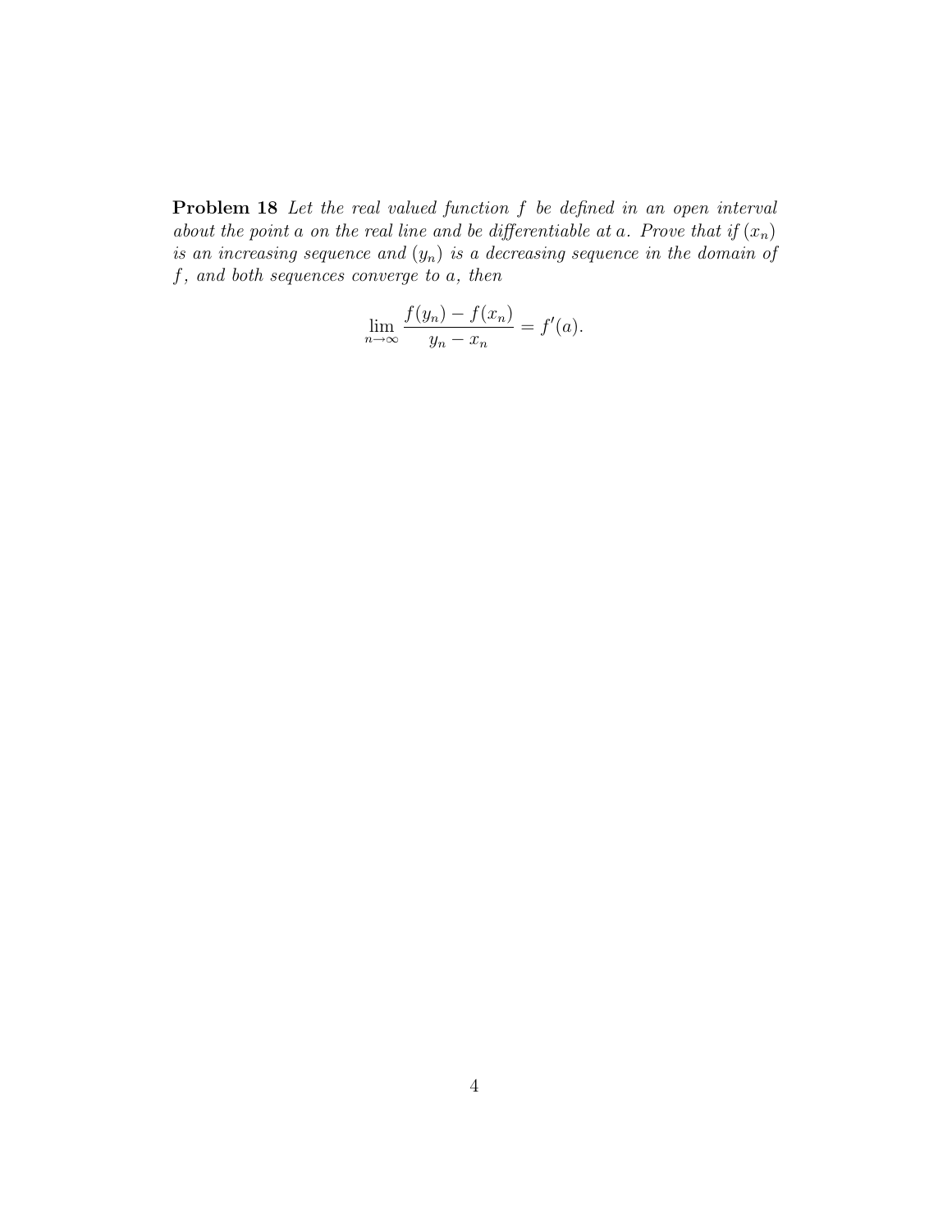**Problem 18** *Let the real valued function $f$ be defined in an open interval about the point $a$ on the real line and be differentiable at $a$. Prove that if $(x_n)$ is an increasing sequence and $(y_n)$ is a decreasing sequence in the domain of $f$, and both sequences converge to $a$, then*

$$\lim_{n\to\infty} \frac{f(y_n) - f(x_n)}{y_n - x_n} = f'(a).$$